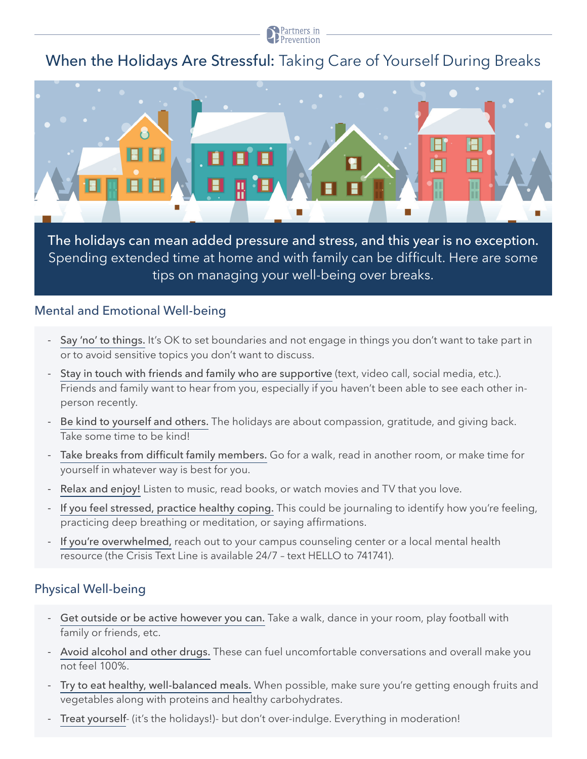Partners in Prevention

# When the Holidays Are Stressful: Taking Care of Yourself During Breaks

**The holidays can mean added pressure and stress, and this year is no exception.** Spending extended time at home and with family can be difficult. Here are some tips on managing your well-being over breaks.

## Mental and Emotional Well-being

- Say 'no' to things. It's OK to set boundaries and not engage in things you don't want to take part in or to avoid sensitive topics you don't want to discuss.
- Stay in touch with friends and family who are supportive (text, video call, social media, etc.). Friends and family want to hear from you, especially if you haven't been able to see each other in-person recently.
- Be kind to yourself and others. The holidays are about compassion, gratitude, and giving back. Take some time to be kind!
- Take breaks from difficult family members. Go for a walk, read in another room, or make time for yourself in whatever way is best for you.
- Relax and enjoy! Listen to music, read books, or watch movies and TV that you love.
- If you feel stressed, practice healthy coping. This could be journaling to identify how you're feeling, practicing deep breathing or meditation, or saying affirmations.
- If you're overwhelmed, reach out to your campus counseling center or a local mental health resource (the Crisis Text Line is available 24/7 – text HELLO to 741741).

## Physical Well-being

- Get outside or be active however you can. Take a walk, dance in your room, play football with family or friends, etc.
- Avoid alcohol and other drugs. These can fuel uncomfortable conversations and overall make you not feel 100%.
- Try to eat healthy, well-balanced meals. When possible, make sure you're getting enough fruits and vegetables along with proteins and healthy carbohydrates.
- Treat yourself- (it's the holidays!)- but don't over-indulge. Everything in moderation!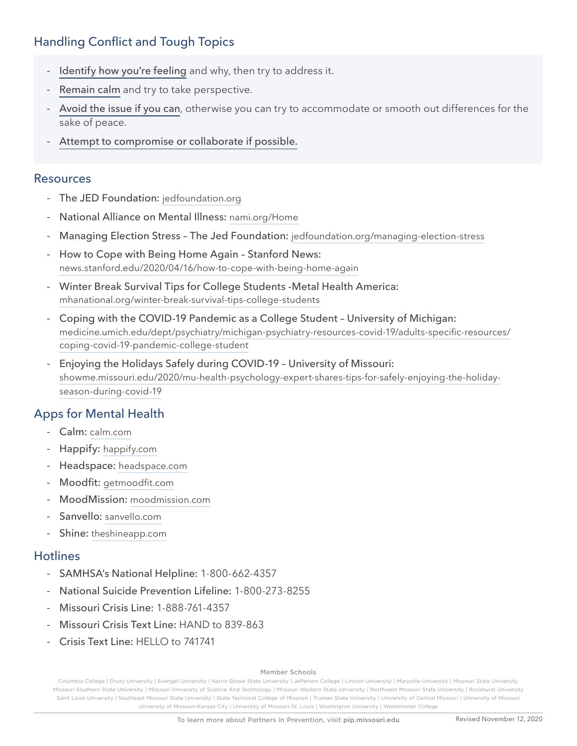## Handling Conflict and Tough Topics

- Identify how you're feeling and why, then try to address it.
- Remain calm and try to take perspective.
- Avoid the issue if you can, otherwise you can try to accommodate or smooth out differences for the sake of peace.
- Attempt to compromise or collaborate if possible.

## Resources

- The JED Foundation: jedfoundation.org
- National Alliance on Mental Illness: nami.org/Home
- Managing Election Stress – The Jed Foundation: jedfoundation.org/managing-election-stress
- How to Cope with Being Home Again – Stanford News: news.stanford.edu/2020/04/16/how-to-cope-with-being-home-again
- Winter Break Survival Tips for College Students -Metal Health America: mhanational.org/winter-break-survival-tips-college-students
- Coping with the COVID-19 Pandemic as a College Student – University of Michigan: medicine.umich.edu/dept/psychiatry/michigan-psychiatry-resources-covid-19/adults-specific-resources/coping-covid-19-pandemic-college-student
- Enjoying the Holidays Safely during COVID-19 – University of Missouri: showme.missouri.edu/2020/mu-health-psychology-expert-shares-tips-for-safely-enjoying-the-holiday-season-during-covid-19

## Apps for Mental Health

- Calm: calm.com
- Happify: happify.com
- Headspace: headspace.com
- Moodfit: getmoodfit.com
- MoodMission: moodmission.com
- Sanvello: sanvello.com
- Shine: theshineapp.com

## Hotlines

- SAMHSA's National Helpline: 1-800-662-4357
- National Suicide Prevention Lifeline: 1-800-273-8255
- Missouri Crisis Line: 1-888-761-4357
- Missouri Crisis Text Line: HAND to 839-863
- Crisis Text Line: HELLO to 741741

**Member Schools**

Columbia College | Drury University | Evangel University | Harris-Stowe State University | Jefferson College | Lincoln University | Maryville University | Missouri State University
Missouri Southern State University | Missouri University of Science And Technology | Missouri Western State University | Northwest Missouri State University | Rockhurst University
Saint Louis University | Southeast Missouri State University | State Technical College of Missouri | Truman State University | University of Central Missouri | University of Missouri
University of Missouri-Kansas City | University of Missouri-St. Louis | Washington University | Westminster College

To learn more about Partners in Prevention, visit **pip.missouri.edu**

Revised November 12, 2020